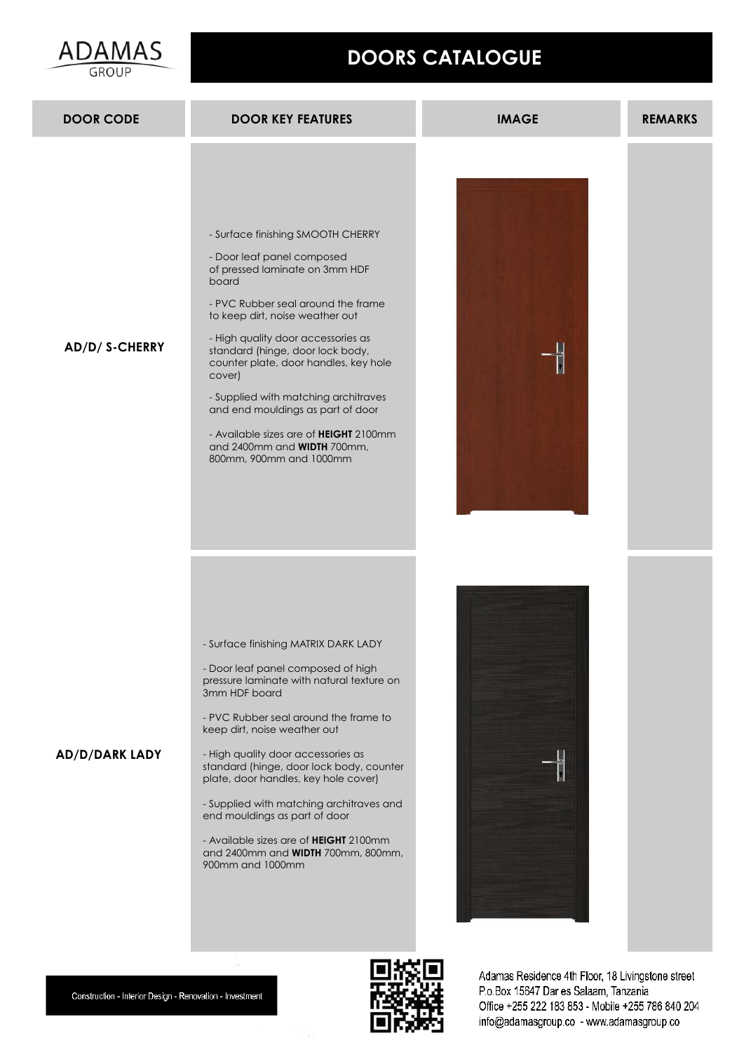# DOORS CATALOGUE

ADAMAS GROUP

| DOOR CODE | DOOR KEY FEATURES | IMAGE | REMARKS |
| --- | --- | --- | --- |
| AD/D/ S-CHERRY | - Surface finishing SMOOTH CHERRY<br>- Door leaf panel composed of pressed laminate on 3mm HDF board<br>- PVC Rubber seal around the frame to keep dirt, noise weather out<br>- High quality door accessories as standard (hinge, door lock body, counter plate, door handles, key hole cover)<br>- Supplied with matching architraves and end mouldings as part of door<br>- Available sizes are of **HEIGHT** 2100mm and 2400mm and **WIDTH** 700mm, 800mm, 900mm and 1000mm | | |
| AD/D/DARK LADY | - Surface finishing MATRIX DARK LADY<br>- Door leaf panel composed of high pressure laminate with natural texture on 3mm HDF board<br>- PVC Rubber seal around the frame to keep dirt, noise weather out<br>- High quality door accessories as standard (hinge, door lock body, counter plate, door handles, key hole cover)<br>- Supplied with matching architraves and end mouldings as part of door<br>- Available sizes are of **HEIGHT** 2100mm and 2400mm and **WIDTH** 700mm, 800mm, 900mm and 1000mm | | |

Construction - Interior Design - Renovation - Investment

Adamas Residence 4th Floor, 18 Livingstone street
P.o.Box 15647 Dar es Salaam, Tanzania
Office +255 222 183 853 - Mobile +255 786 840 204
info@adamasgroup.co - www.adamasgroup.co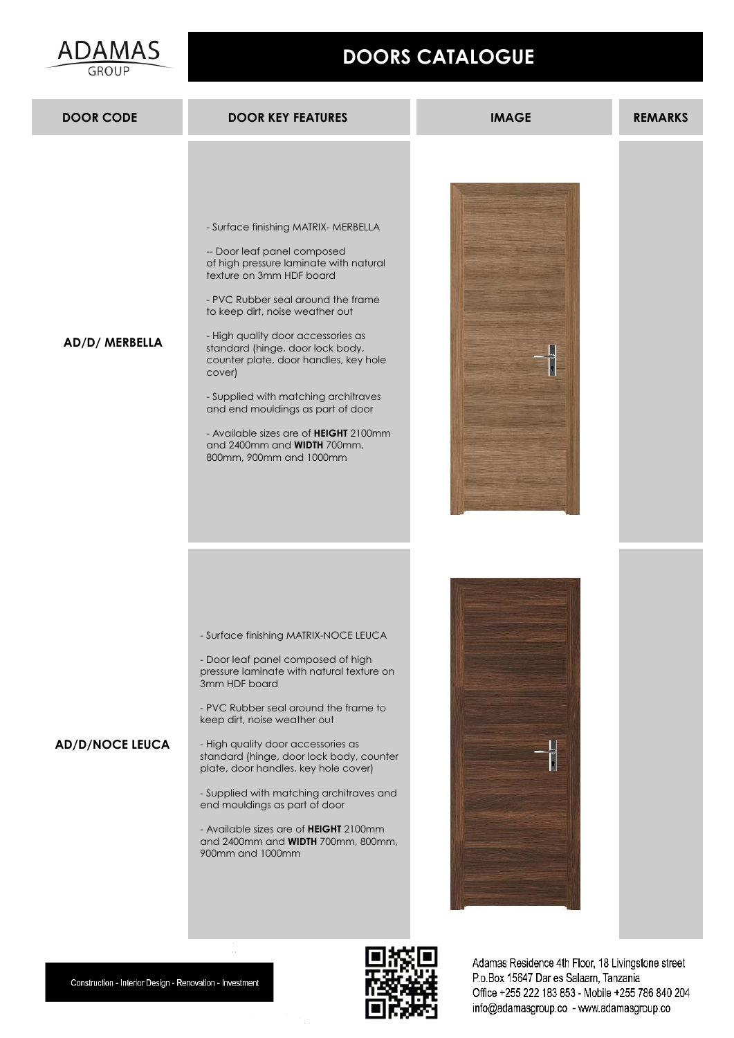# DOORS CATALOGUE

| DOOR CODE | DOOR KEY FEATURES | IMAGE | REMARKS |
|---|---|---|---|
| AD/D/ MERBELLA | - Surface finishing MATRIX- MERBELLA<br><br>-- Door leaf panel composed of high pressure laminate with natural texture on 3mm HDF board<br><br>- PVC Rubber seal around the frame to keep dirt, noise weather out<br><br>- High quality door accessories as standard (hinge, door lock body, counter plate, door handles, key hole cover)<br><br>- Supplied with matching architraves and end mouldings as part of door<br><br>- Available sizes are of **HEIGHT** 2100mm and 2400mm and **WIDTH** 700mm, 800mm, 900mm and 1000mm | | |
| AD/D/NOCE LEUCA | - Surface finishing MATRIX-NOCE LEUCA<br><br>- Door leaf panel composed of high pressure laminate with natural texture on 3mm HDF board<br><br>- PVC Rubber seal around the frame to keep dirt, noise weather out<br><br>- High quality door accessories as standard (hinge, door lock body, counter plate, door handles, key hole cover)<br><br>- Supplied with matching architraves and end mouldings as part of door<br><br>- Available sizes are of **HEIGHT** 2100mm and 2400mm and **WIDTH** 700mm, 800mm, 900mm and 1000mm | | |

Construction - Interior Design - Renovation - Investment

Adamas Residence 4th Floor, 18 Livingstone street
P.o.Box 15647 Dar es Salaam, Tanzania
Office +255 222 183 853 - Mobile +255 786 840 204
info@adamasgroup.co - www.adamasgroup.co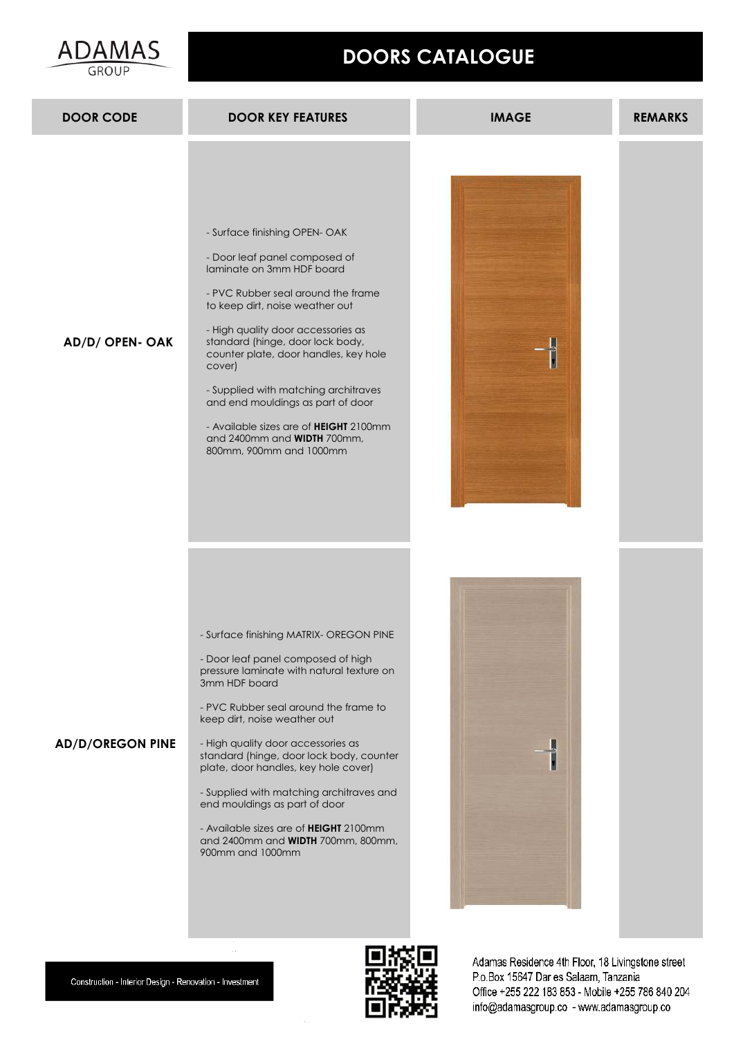# DOORS CATALOGUE

| DOOR CODE | DOOR KEY FEATURES | IMAGE | REMARKS |
|---|---|---|---|
| AD/D/ OPEN- OAK | - Surface finishing OPEN- OAK<br><br>- Door leaf panel composed of laminate on 3mm HDF board<br><br>- PVC Rubber seal around the frame to keep dirt, noise weather out<br><br>- High quality door accessories as standard (hinge, door lock body, counter plate, door handles, key hole cover)<br><br>- Supplied with matching architraves and end mouldings as part of door<br><br>- Available sizes are of **HEIGHT** 2100mm and 2400mm and **WIDTH** 700mm, 800mm, 900mm and 1000mm | | |
| AD/D/OREGON PINE | - Surface finishing MATRIX- OREGON PINE<br><br>- Door leaf panel composed of high pressure laminate with natural texture on 3mm HDF board<br><br>- PVC Rubber seal around the frame to keep dirt, noise weather out<br><br>- High quality door accessories as standard (hinge, door lock body, counter plate, door handles, key hole cover)<br><br>- Supplied with matching architraves and end mouldings as part of door<br><br>- Available sizes are of **HEIGHT** 2100mm and 2400mm and **WIDTH** 700mm, 800mm, 900mm and 1000mm | | |

Construction - Interior Design - Renovation - Investment

Adamas Residence 4th Floor, 18 Livingstone street
P.o.Box 15647 Dar es Salaam, Tanzania
Office +255 222 183 853 - Mobile +255 786 840 204
info@adamasgroup.co - www.adamasgroup.co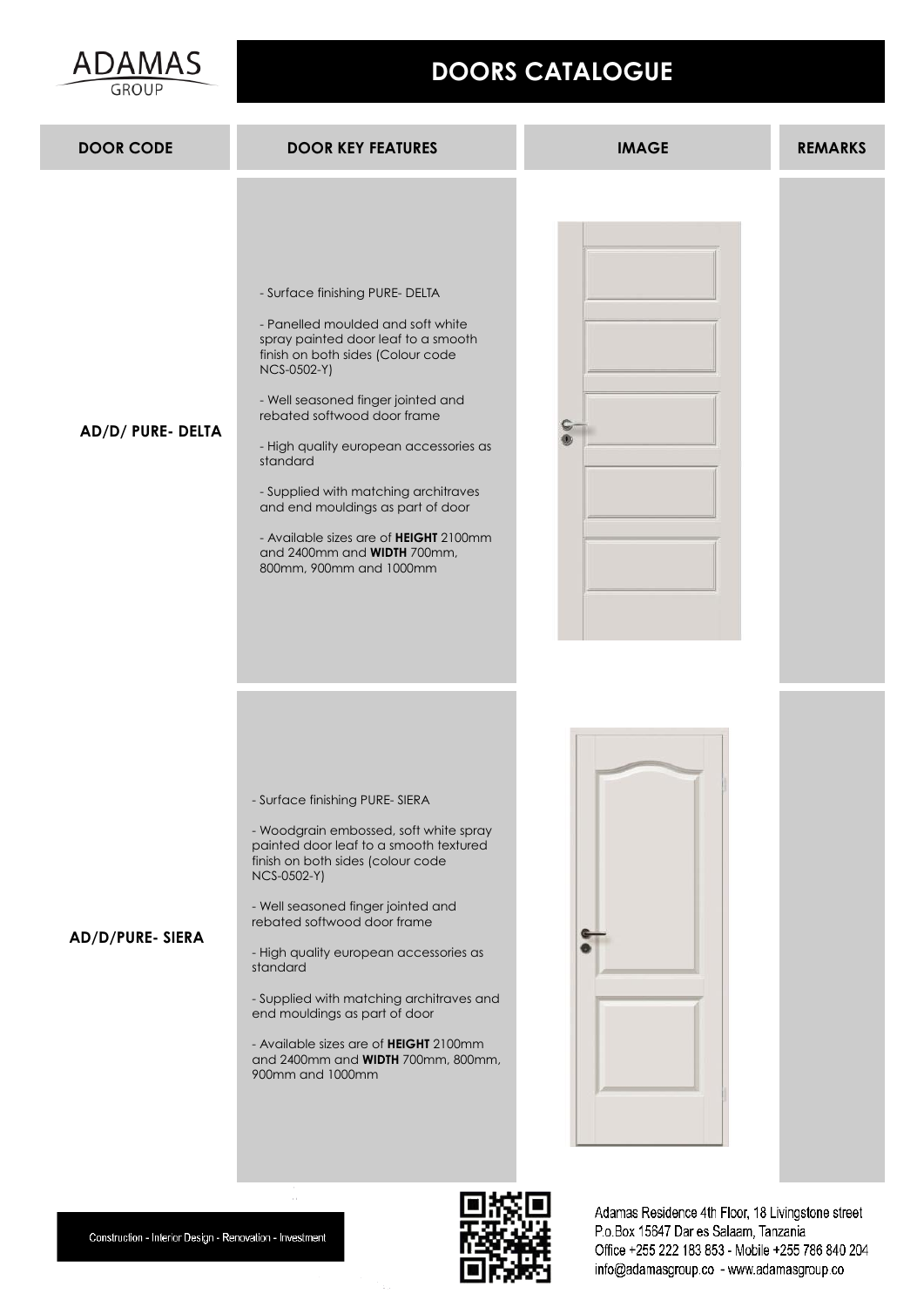# DOORS CATALOGUE

| DOOR CODE | DOOR KEY FEATURES | IMAGE | REMARKS |
|---|---|---|---|
| AD/D/ PURE- DELTA | - Surface finishing PURE- DELTA<br><br>- Panelled moulded and soft white spray painted door leaf to a smooth finish on both sides (Colour code NCS-0502-Y)<br><br>- Well seasoned finger jointed and rebated softwood door frame<br><br>- High quality european accessories as standard<br><br>- Supplied with matching architraves and end mouldings as part of door<br><br>- Available sizes are of **HEIGHT** 2100mm and 2400mm and **WIDTH** 700mm, 800mm, 900mm and 1000mm | | |
| AD/D/PURE- SIERA | - Surface finishing PURE- SIERA<br><br>- Woodgrain embossed, soft white spray painted door leaf to a smooth textured finish on both sides (colour code NCS-0502-Y)<br><br>- Well seasoned finger jointed and rebated softwood door frame<br><br>- High quality european accessories as standard<br><br>- Supplied with matching architraves and end mouldings as part of door<br><br>- Available sizes are of **HEIGHT** 2100mm and 2400mm and **WIDTH** 700mm, 800mm, 900mm and 1000mm | | |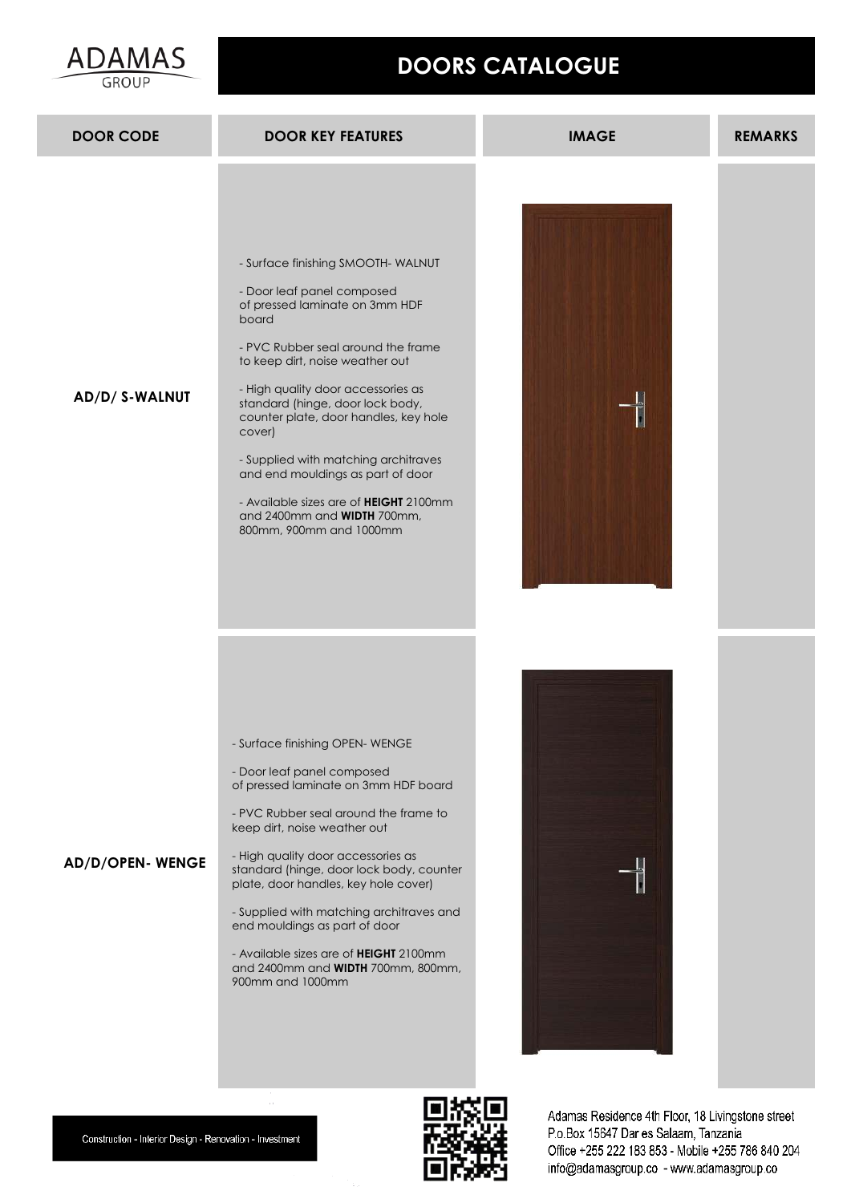ADAMAS GROUP

# DOORS CATALOGUE

| DOOR CODE | DOOR KEY FEATURES | IMAGE | REMARKS |
|---|---|---|---|
| AD/D/ S-WALNUT | - Surface finishing SMOOTH- WALNUT<br><br>- Door leaf panel composed of pressed laminate on 3mm HDF board<br><br>- PVC Rubber seal around the frame to keep dirt, noise weather out<br><br>- High quality door accessories as standard (hinge, door lock body, counter plate, door handles, key hole cover)<br><br>- Supplied with matching architraves and end mouldings as part of door<br><br>- Available sizes are of **HEIGHT** 2100mm and 2400mm and **WIDTH** 700mm, 800mm, 900mm and 1000mm | | |
| AD/D/OPEN- WENGE | - Surface finishing OPEN- WENGE<br><br>- Door leaf panel composed of pressed laminate on 3mm HDF board<br><br>- PVC Rubber seal around the frame to keep dirt, noise weather out<br><br>- High quality door accessories as standard (hinge, door lock body, counter plate, door handles, key hole cover)<br><br>- Supplied with matching architraves and end mouldings as part of door<br><br>- Available sizes are of **HEIGHT** 2100mm and 2400mm and **WIDTH** 700mm, 800mm, 900mm and 1000mm | | |

Construction - Interior Design - Renovation - Investment

Adamas Residence 4th Floor, 18 Livingstone street
P.o.Box 15847 Dar es Salaam, Tanzania
Office +255 222 183 853 - Mobile +255 786 840 204
info@adamasgroup.co - www.adamasgroup.co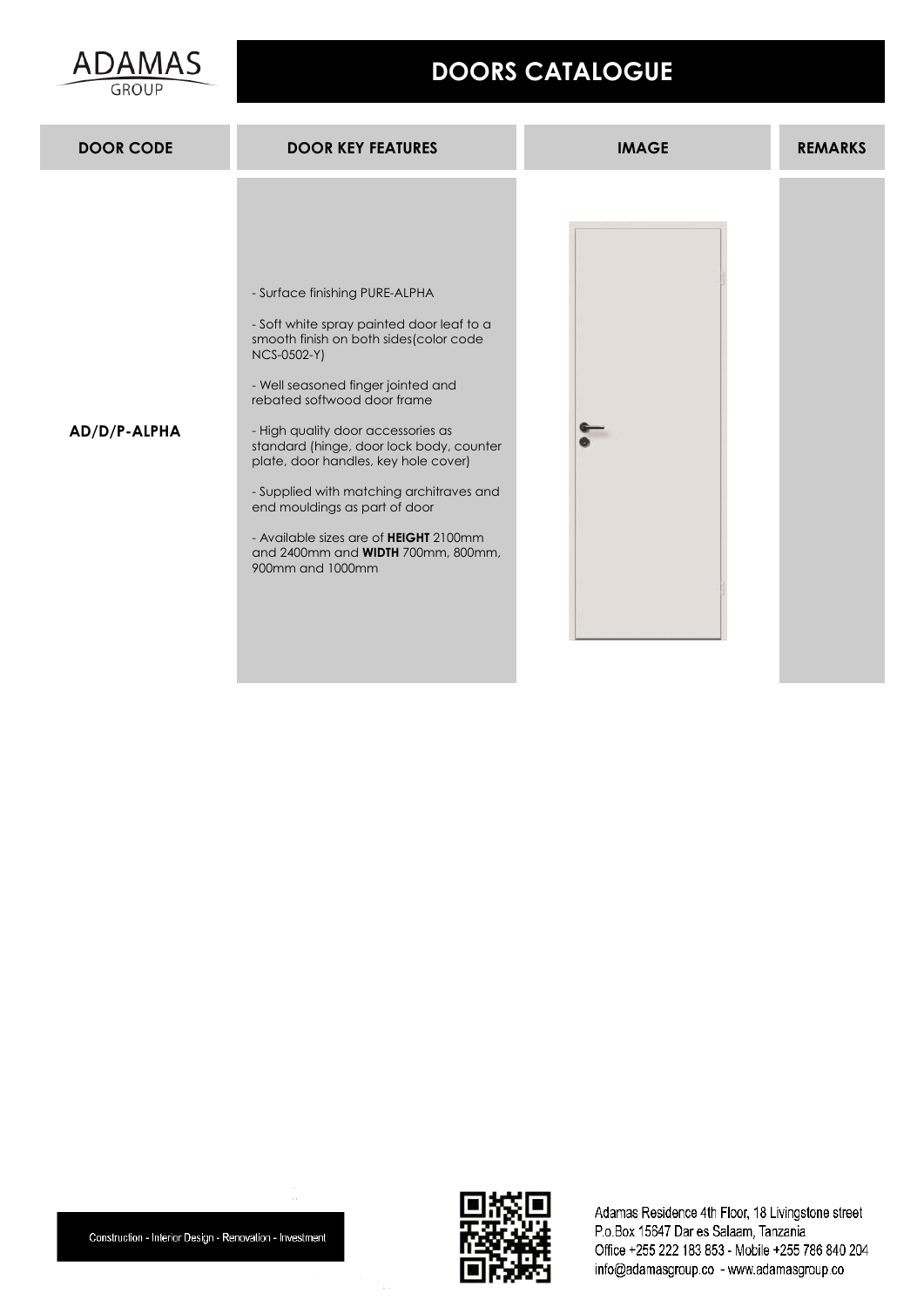# DOORS CATALOGUE

| DOOR CODE | DOOR KEY FEATURES | IMAGE | REMARKS |
|---|---|---|---|
| **AD/D/P-ALPHA** | - Surface finishing PURE-ALPHA<br><br>- Soft white spray painted door leaf to a smooth finish on both sides(color code NCS-0502-Y)<br><br>- Well seasoned finger jointed and rebated softwood door frame<br><br>- High quality door accessories as standard (hinge, door lock body, counter plate, door handles, key hole cover)<br><br>- Supplied with matching architraves and end mouldings as part of door<br><br>- Available sizes are of **HEIGHT** 2100mm and 2400mm and **WIDTH** 700mm, 800mm, 900mm and 1000mm | | |

Construction - Interior Design - Renovation - Investment

Adamas Residence 4th Floor, 18 Livingstone street
P.o.Box 15647 Dar es Salaam, Tanzania
Office +255 222 183 853 - Mobile +255 786 840 204
info@adamasgroup.co - www.adamasgroup.co